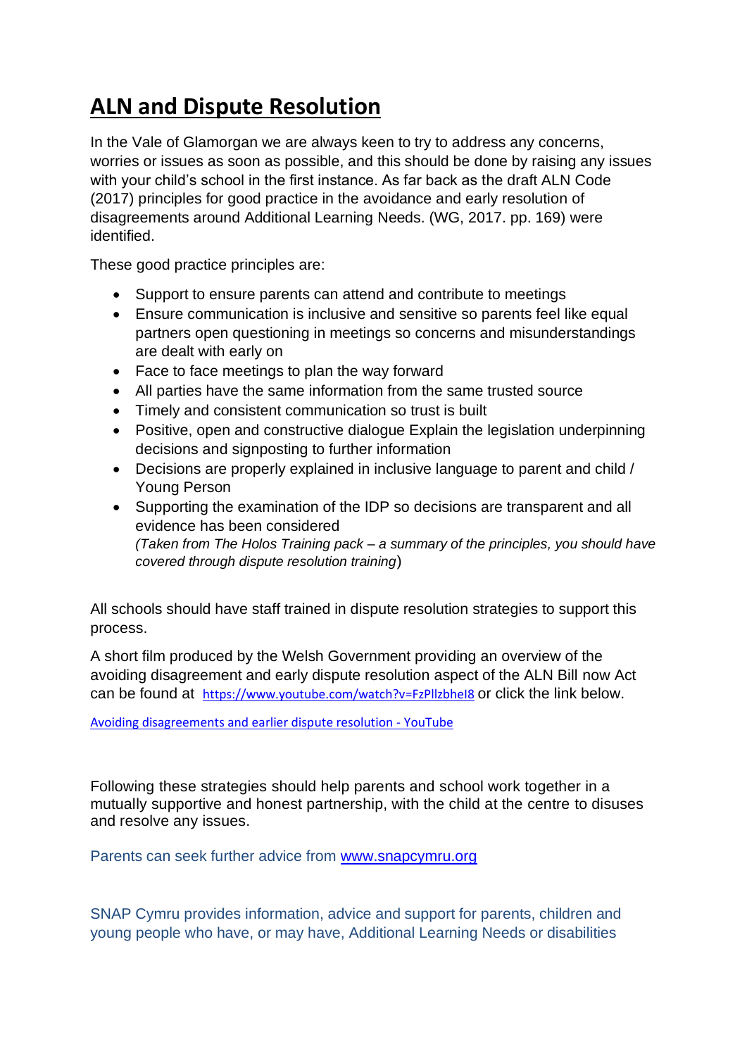# ALN and Dispute Resolution

In the Vale of Glamorgan we are always keen to try to address any concerns, worries or issues as soon as possible, and this should be done by raising any issues with your child's school in the first instance. As far back as the draft ALN Code (2017) principles for good practice in the avoidance and early resolution of disagreements around Additional Learning Needs. (WG, 2017. pp. 169) were identified.

These good practice principles are:

- Support to ensure parents can attend and contribute to meetings
- Ensure communication is inclusive and sensitive so parents feel like equal partners open questioning in meetings so concerns and misunderstandings are dealt with early on
- Face to face meetings to plan the way forward
- All parties have the same information from the same trusted source
- Timely and consistent communication so trust is built
- Positive, open and constructive dialogue Explain the legislation underpinning decisions and signposting to further information
- Decisions are properly explained in inclusive language to parent and child / Young Person
- Supporting the examination of the IDP so decisions are transparent and all evidence has been considered
  *(Taken from The Holos Training pack – a summary of the principles, you should have covered through dispute resolution training)*

All schools should have staff trained in dispute resolution strategies to support this process.

A short film produced by the Welsh Government providing an overview of the avoiding disagreement and early dispute resolution aspect of the ALN Bill now Act can be found at [https://www.youtube.com/watch?v=FzPllzbhel8](https://www.youtube.com/watch?v=FzPllzbhel8) or click the link below.

[Avoiding disagreements and earlier dispute resolution - YouTube](https://www.youtube.com/watch?v=FzPllzbhel8)

Following these strategies should help parents and school work together in a mutually supportive and honest partnership, with the child at the centre to disuses and resolve any issues.

Parents can seek further advice from [www.snapcymru.org](http://www.snapcymru.org)

SNAP Cymru provides information, advice and support for parents, children and young people who have, or may have, Additional Learning Needs or disabilities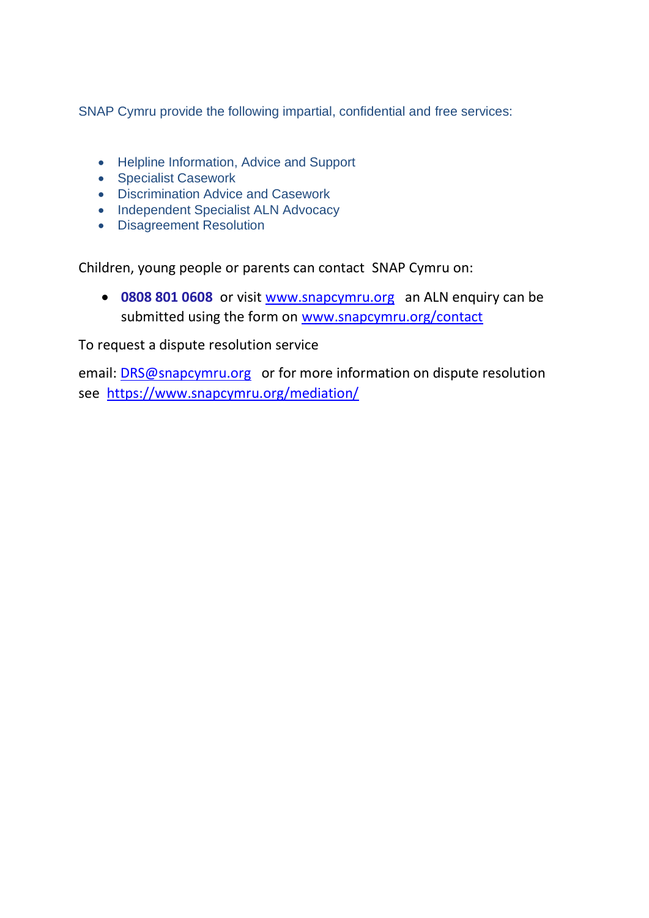SNAP Cymru provide the following impartial, confidential and free services:

- Helpline Information, Advice and Support
- Specialist Casework
- Discrimination Advice and Casework
- Independent Specialist ALN Advocacy
- Disagreement Resolution

Children, young people or parents can contact SNAP Cymru on:

- **0808 801 0608** or visit www.snapcymru.org an ALN enquiry can be submitted using the form on www.snapcymru.org/contact

To request a dispute resolution service

email: DRS@snapcymru.org or for more information on dispute resolution see https://www.snapcymru.org/mediation/